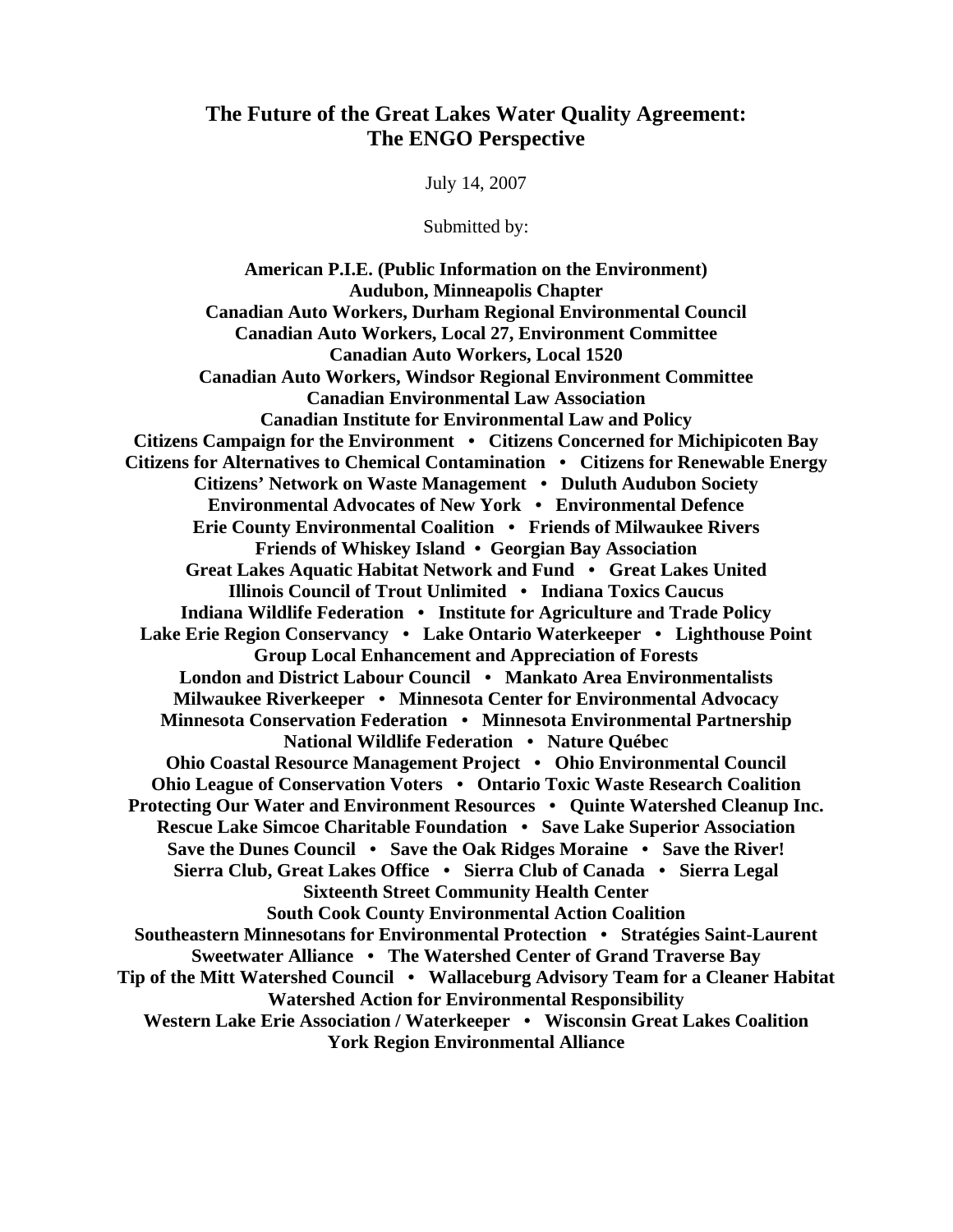# The Future of the Great Lakes Water Quality Agreement: The ENGO Perspective

July 14, 2007

Submitted by:

**American P.I.E. (Public Information on the Environment)**
**Audubon, Minneapolis Chapter**
**Canadian Auto Workers, Durham Regional Environmental Council**
**Canadian Auto Workers, Local 27, Environment Committee**
**Canadian Auto Workers, Local 1520**
**Canadian Auto Workers, Windsor Regional Environment Committee**
**Canadian Environmental Law Association**
**Canadian Institute for Environmental Law and Policy**
**Citizens Campaign for the Environment • Citizens Concerned for Michipicoten Bay**
**Citizens for Alternatives to Chemical Contamination • Citizens for Renewable Energy**
**Citizens' Network on Waste Management • Duluth Audubon Society**
**Environmental Advocates of New York • Environmental Defence**
**Erie County Environmental Coalition • Friends of Milwaukee Rivers**
**Friends of Whiskey Island • Georgian Bay Association**
**Great Lakes Aquatic Habitat Network and Fund • Great Lakes United**
**Illinois Council of Trout Unlimited • Indiana Toxics Caucus**
**Indiana Wildlife Federation • Institute for Agriculture and Trade Policy**
**Lake Erie Region Conservancy • Lake Ontario Waterkeeper • Lighthouse Point Group Local Enhancement and Appreciation of Forests**
**London and District Labour Council • Mankato Area Environmentalists**
**Milwaukee Riverkeeper • Minnesota Center for Environmental Advocacy**
**Minnesota Conservation Federation • Minnesota Environmental Partnership**
**National Wildlife Federation • Nature Québec**
**Ohio Coastal Resource Management Project • Ohio Environmental Council**
**Ohio League of Conservation Voters • Ontario Toxic Waste Research Coalition**
**Protecting Our Water and Environment Resources • Quinte Watershed Cleanup Inc.**
**Rescue Lake Simcoe Charitable Foundation • Save Lake Superior Association**
**Save the Dunes Council • Save the Oak Ridges Moraine • Save the River!**
**Sierra Club, Great Lakes Office • Sierra Club of Canada • Sierra Legal**
**Sixteenth Street Community Health Center**
**South Cook County Environmental Action Coalition**
**Southeastern Minnesotans for Environmental Protection • Stratégies Saint-Laurent**
**Sweetwater Alliance • The Watershed Center of Grand Traverse Bay**
**Tip of the Mitt Watershed Council • Wallaceburg Advisory Team for a Cleaner Habitat**
**Watershed Action for Environmental Responsibility**
**Western Lake Erie Association / Waterkeeper • Wisconsin Great Lakes Coalition**
**York Region Environmental Alliance**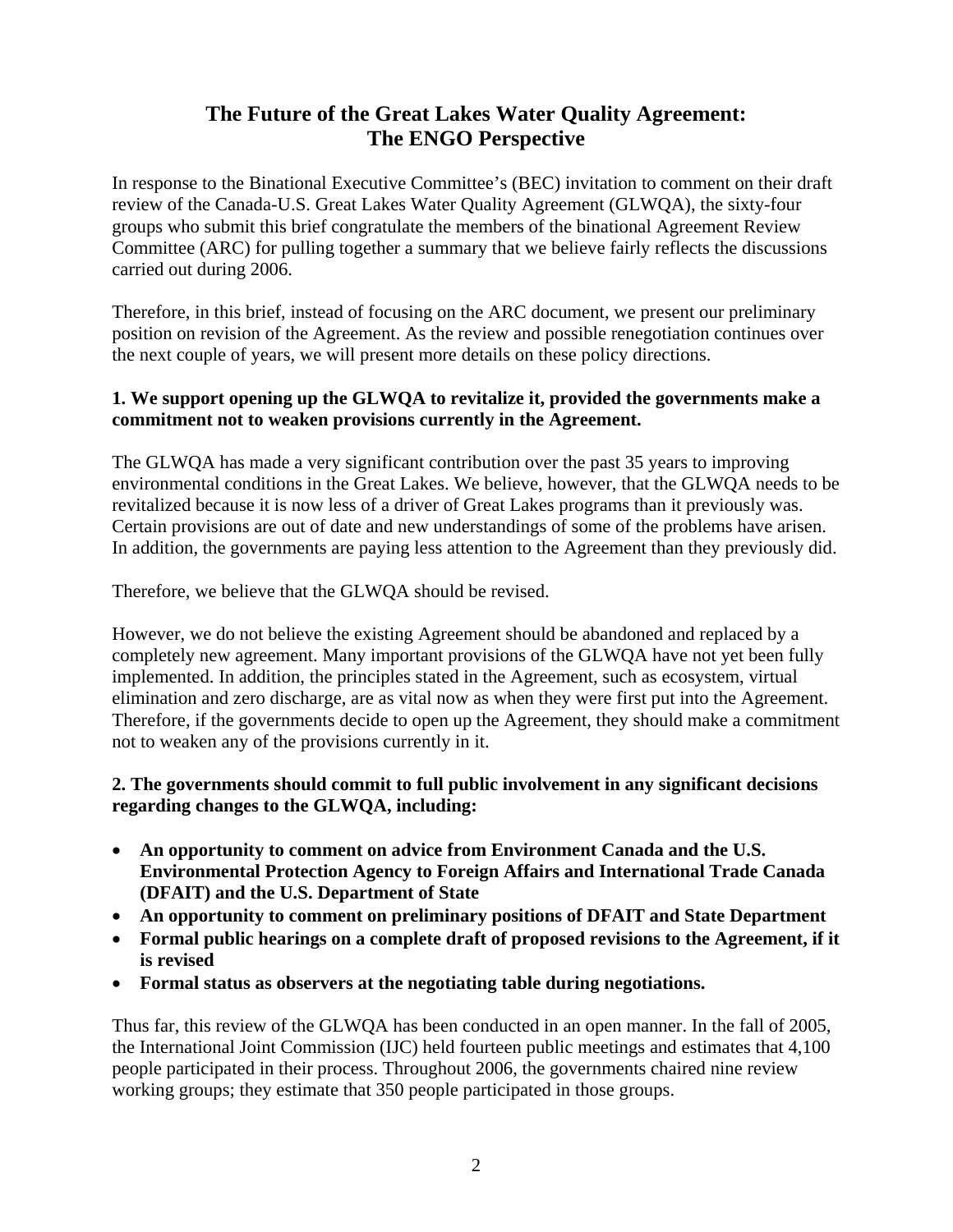# The Future of the Great Lakes Water Quality Agreement: The ENGO Perspective

In response to the Binational Executive Committee's (BEC) invitation to comment on their draft review of the Canada-U.S. Great Lakes Water Quality Agreement (GLWQA), the sixty-four groups who submit this brief congratulate the members of the binational Agreement Review Committee (ARC) for pulling together a summary that we believe fairly reflects the discussions carried out during 2006.

Therefore, in this brief, instead of focusing on the ARC document, we present our preliminary position on revision of the Agreement. As the review and possible renegotiation continues over the next couple of years, we will present more details on these policy directions.

**1. We support opening up the GLWQA to revitalize it, provided the governments make a commitment not to weaken provisions currently in the Agreement.**

The GLWQA has made a very significant contribution over the past 35 years to improving environmental conditions in the Great Lakes. We believe, however, that the GLWQA needs to be revitalized because it is now less of a driver of Great Lakes programs than it previously was. Certain provisions are out of date and new understandings of some of the problems have arisen. In addition, the governments are paying less attention to the Agreement than they previously did.

Therefore, we believe that the GLWQA should be revised.

However, we do not believe the existing Agreement should be abandoned and replaced by a completely new agreement. Many important provisions of the GLWQA have not yet been fully implemented. In addition, the principles stated in the Agreement, such as ecosystem, virtual elimination and zero discharge, are as vital now as when they were first put into the Agreement. Therefore, if the governments decide to open up the Agreement, they should make a commitment not to weaken any of the provisions currently in it.

**2. The governments should commit to full public involvement in any significant decisions regarding changes to the GLWQA, including:**

- **An opportunity to comment on advice from Environment Canada and the U.S. Environmental Protection Agency to Foreign Affairs and International Trade Canada (DFAIT) and the U.S. Department of State**
- **An opportunity to comment on preliminary positions of DFAIT and State Department**
- **Formal public hearings on a complete draft of proposed revisions to the Agreement, if it is revised**
- **Formal status as observers at the negotiating table during negotiations.**

Thus far, this review of the GLWQA has been conducted in an open manner. In the fall of 2005, the International Joint Commission (IJC) held fourteen public meetings and estimates that 4,100 people participated in their process. Throughout 2006, the governments chaired nine review working groups; they estimate that 350 people participated in those groups.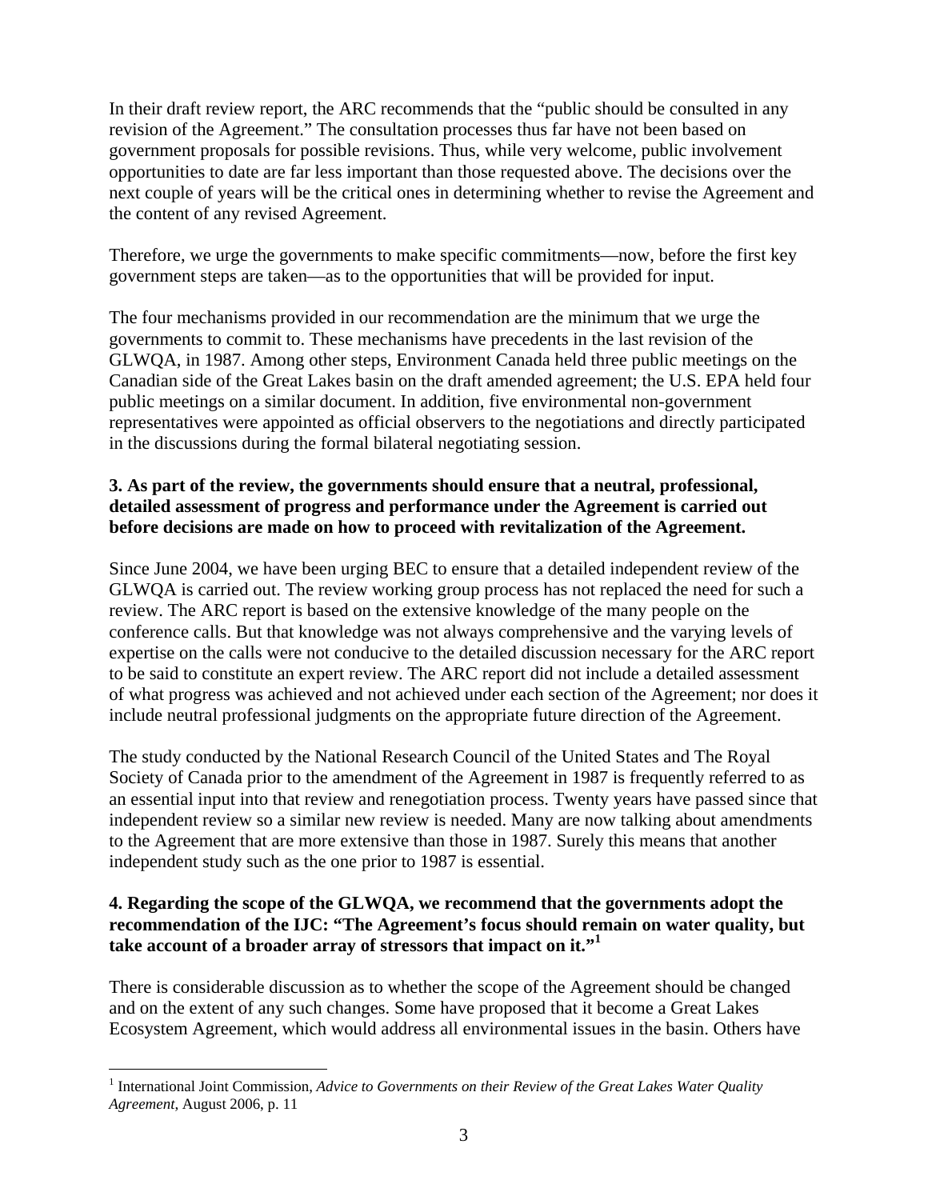In their draft review report, the ARC recommends that the "public should be consulted in any revision of the Agreement." The consultation processes thus far have not been based on government proposals for possible revisions. Thus, while very welcome, public involvement opportunities to date are far less important than those requested above. The decisions over the next couple of years will be the critical ones in determining whether to revise the Agreement and the content of any revised Agreement.

Therefore, we urge the governments to make specific commitments—now, before the first key government steps are taken—as to the opportunities that will be provided for input.

The four mechanisms provided in our recommendation are the minimum that we urge the governments to commit to. These mechanisms have precedents in the last revision of the GLWQA, in 1987. Among other steps, Environment Canada held three public meetings on the Canadian side of the Great Lakes basin on the draft amended agreement; the U.S. EPA held four public meetings on a similar document. In addition, five environmental non-government representatives were appointed as official observers to the negotiations and directly participated in the discussions during the formal bilateral negotiating session.

**3. As part of the review, the governments should ensure that a neutral, professional, detailed assessment of progress and performance under the Agreement is carried out before decisions are made on how to proceed with revitalization of the Agreement.**

Since June 2004, we have been urging BEC to ensure that a detailed independent review of the GLWQA is carried out. The review working group process has not replaced the need for such a review. The ARC report is based on the extensive knowledge of the many people on the conference calls. But that knowledge was not always comprehensive and the varying levels of expertise on the calls were not conducive to the detailed discussion necessary for the ARC report to be said to constitute an expert review. The ARC report did not include a detailed assessment of what progress was achieved and not achieved under each section of the Agreement; nor does it include neutral professional judgments on the appropriate future direction of the Agreement.

The study conducted by the National Research Council of the United States and The Royal Society of Canada prior to the amendment of the Agreement in 1987 is frequently referred to as an essential input into that review and renegotiation process. Twenty years have passed since that independent review so a similar new review is needed. Many are now talking about amendments to the Agreement that are more extensive than those in 1987. Surely this means that another independent study such as the one prior to 1987 is essential.

**4. Regarding the scope of the GLWQA, we recommend that the governments adopt the recommendation of the IJC: "The Agreement's focus should remain on water quality, but take account of a broader array of stressors that impact on it."[1]**

There is considerable discussion as to whether the scope of the Agreement should be changed and on the extent of any such changes. Some have proposed that it become a Great Lakes Ecosystem Agreement, which would address all environmental issues in the basin. Others have

---

[1] International Joint Commission, *Advice to Governments on their Review of the Great Lakes Water Quality Agreement*, August 2006, p. 11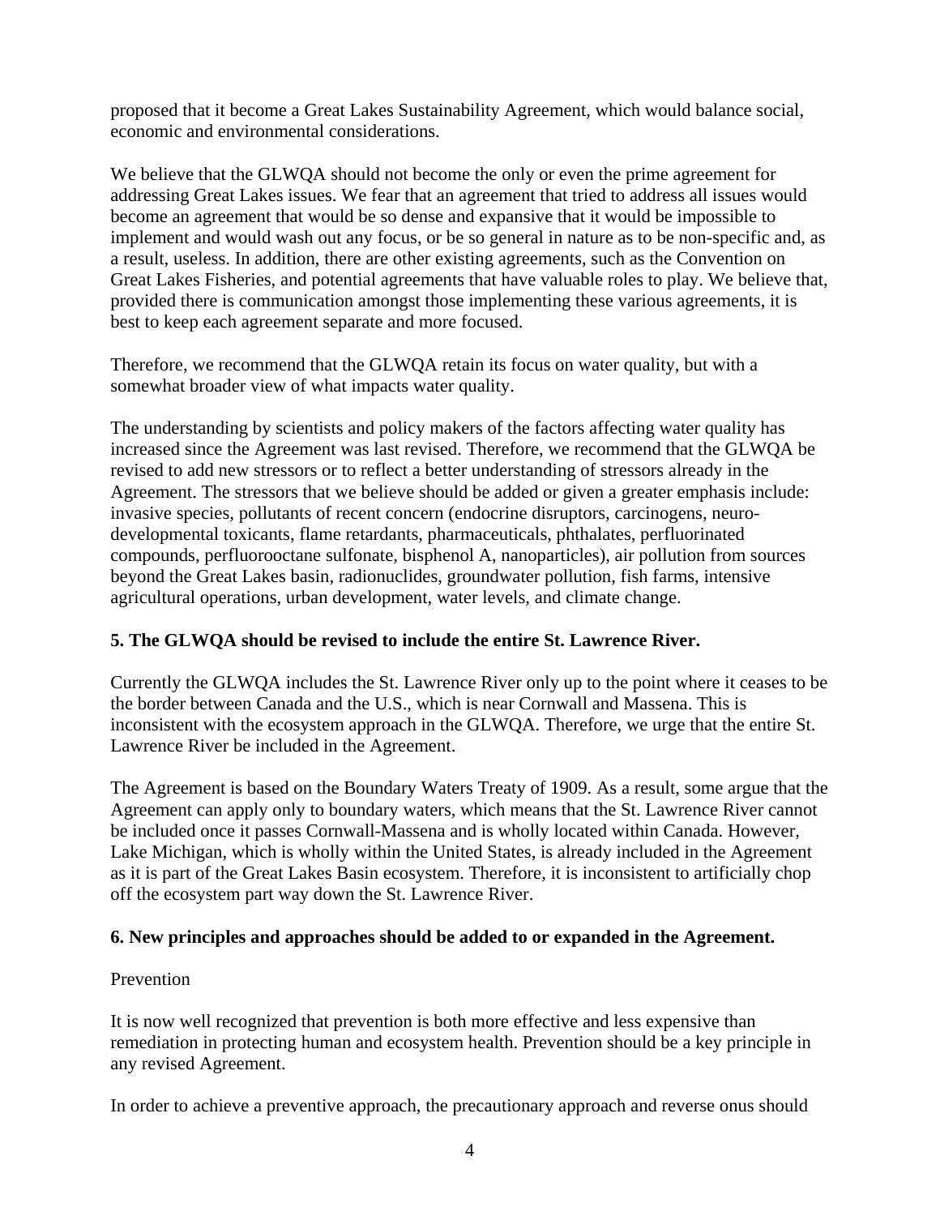proposed that it become a Great Lakes Sustainability Agreement, which would balance social, economic and environmental considerations.

We believe that the GLWQA should not become the only or even the prime agreement for addressing Great Lakes issues. We fear that an agreement that tried to address all issues would become an agreement that would be so dense and expansive that it would be impossible to implement and would wash out any focus, or be so general in nature as to be non-specific and, as a result, useless. In addition, there are other existing agreements, such as the Convention on Great Lakes Fisheries, and potential agreements that have valuable roles to play. We believe that, provided there is communication amongst those implementing these various agreements, it is best to keep each agreement separate and more focused.

Therefore, we recommend that the GLWQA retain its focus on water quality, but with a somewhat broader view of what impacts water quality.

The understanding by scientists and policy makers of the factors affecting water quality has increased since the Agreement was last revised. Therefore, we recommend that the GLWQA be revised to add new stressors or to reflect a better understanding of stressors already in the Agreement. The stressors that we believe should be added or given a greater emphasis include: invasive species, pollutants of recent concern (endocrine disruptors, carcinogens, neuro-developmental toxicants, flame retardants, pharmaceuticals, phthalates, perfluorinated compounds, perfluorooctane sulfonate, bisphenol A, nanoparticles), air pollution from sources beyond the Great Lakes basin, radionuclides, groundwater pollution, fish farms, intensive agricultural operations, urban development, water levels, and climate change.

**5. The GLWQA should be revised to include the entire St. Lawrence River.**

Currently the GLWQA includes the St. Lawrence River only up to the point where it ceases to be the border between Canada and the U.S., which is near Cornwall and Massena. This is inconsistent with the ecosystem approach in the GLWQA. Therefore, we urge that the entire St. Lawrence River be included in the Agreement.

The Agreement is based on the Boundary Waters Treaty of 1909. As a result, some argue that the Agreement can apply only to boundary waters, which means that the St. Lawrence River cannot be included once it passes Cornwall-Massena and is wholly located within Canada. However, Lake Michigan, which is wholly within the United States, is already included in the Agreement as it is part of the Great Lakes Basin ecosystem. Therefore, it is inconsistent to artificially chop off the ecosystem part way down the St. Lawrence River.

**6. New principles and approaches should be added to or expanded in the Agreement.**

Prevention

It is now well recognized that prevention is both more effective and less expensive than remediation in protecting human and ecosystem health. Prevention should be a key principle in any revised Agreement.

In order to achieve a preventive approach, the precautionary approach and reverse onus should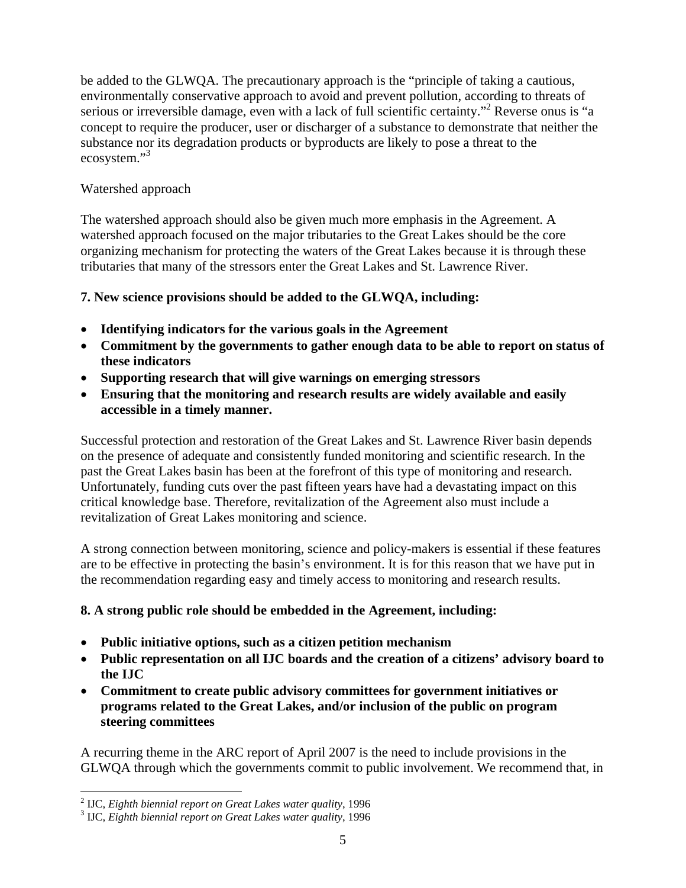be added to the GLWQA. The precautionary approach is the "principle of taking a cautious, environmentally conservative approach to avoid and prevent pollution, according to threats of serious or irreversible damage, even with a lack of full scientific certainty."[2] Reverse onus is "a concept to require the producer, user or discharger of a substance to demonstrate that neither the substance nor its degradation products or byproducts are likely to pose a threat to the ecosystem."[3]

Watershed approach

The watershed approach should also be given much more emphasis in the Agreement. A watershed approach focused on the major tributaries to the Great Lakes should be the core organizing mechanism for protecting the waters of the Great Lakes because it is through these tributaries that many of the stressors enter the Great Lakes and St. Lawrence River.

**7. New science provisions should be added to the GLWQA, including:**

- **Identifying indicators for the various goals in the Agreement**
- **Commitment by the governments to gather enough data to be able to report on status of these indicators**
- **Supporting research that will give warnings on emerging stressors**
- **Ensuring that the monitoring and research results are widely available and easily accessible in a timely manner.**

Successful protection and restoration of the Great Lakes and St. Lawrence River basin depends on the presence of adequate and consistently funded monitoring and scientific research. In the past the Great Lakes basin has been at the forefront of this type of monitoring and research. Unfortunately, funding cuts over the past fifteen years have had a devastating impact on this critical knowledge base. Therefore, revitalization of the Agreement also must include a revitalization of Great Lakes monitoring and science.

A strong connection between monitoring, science and policy-makers is essential if these features are to be effective in protecting the basin's environment. It is for this reason that we have put in the recommendation regarding easy and timely access to monitoring and research results.

**8. A strong public role should be embedded in the Agreement, including:**

- **Public initiative options, such as a citizen petition mechanism**
- **Public representation on all IJC boards and the creation of a citizens' advisory board to the IJC**
- **Commitment to create public advisory committees for government initiatives or programs related to the Great Lakes, and/or inclusion of the public on program steering committees**

A recurring theme in the ARC report of April 2007 is the need to include provisions in the GLWQA through which the governments commit to public involvement. We recommend that, in

---

[2] IJC, *Eighth biennial report on Great Lakes water quality*, 1996
[3] IJC, *Eighth biennial report on Great Lakes water quality*, 1996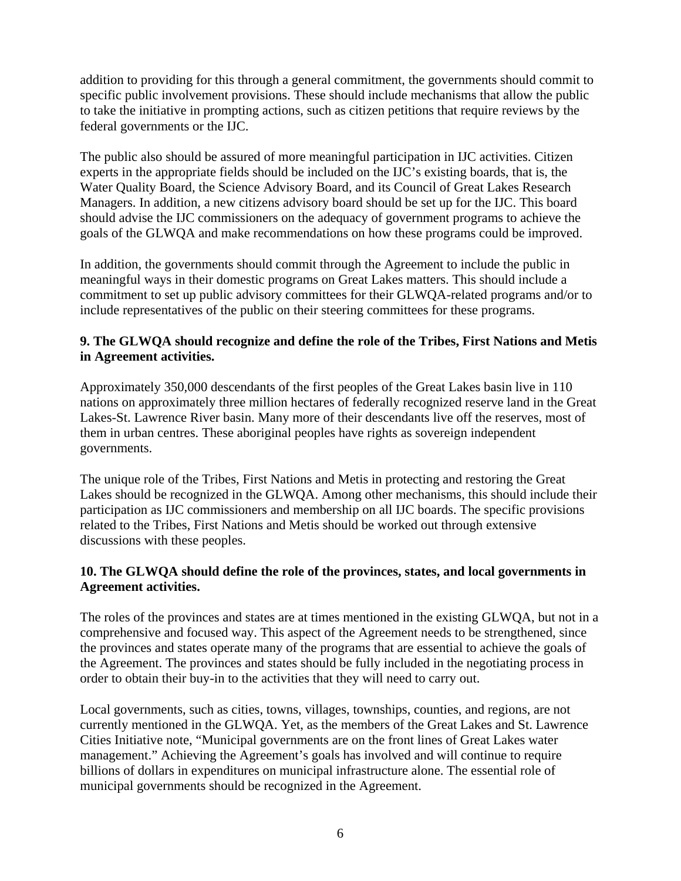addition to providing for this through a general commitment, the governments should commit to specific public involvement provisions. These should include mechanisms that allow the public to take the initiative in prompting actions, such as citizen petitions that require reviews by the federal governments or the IJC.

The public also should be assured of more meaningful participation in IJC activities. Citizen experts in the appropriate fields should be included on the IJC's existing boards, that is, the Water Quality Board, the Science Advisory Board, and its Council of Great Lakes Research Managers. In addition, a new citizens advisory board should be set up for the IJC. This board should advise the IJC commissioners on the adequacy of government programs to achieve the goals of the GLWQA and make recommendations on how these programs could be improved.

In addition, the governments should commit through the Agreement to include the public in meaningful ways in their domestic programs on Great Lakes matters. This should include a commitment to set up public advisory committees for their GLWQA-related programs and/or to include representatives of the public on their steering committees for these programs.

**9. The GLWQA should recognize and define the role of the Tribes, First Nations and Metis in Agreement activities.**

Approximately 350,000 descendants of the first peoples of the Great Lakes basin live in 110 nations on approximately three million hectares of federally recognized reserve land in the Great Lakes-St. Lawrence River basin. Many more of their descendants live off the reserves, most of them in urban centres. These aboriginal peoples have rights as sovereign independent governments.

The unique role of the Tribes, First Nations and Metis in protecting and restoring the Great Lakes should be recognized in the GLWQA. Among other mechanisms, this should include their participation as IJC commissioners and membership on all IJC boards. The specific provisions related to the Tribes, First Nations and Metis should be worked out through extensive discussions with these peoples.

**10. The GLWQA should define the role of the provinces, states, and local governments in Agreement activities.**

The roles of the provinces and states are at times mentioned in the existing GLWQA, but not in a comprehensive and focused way. This aspect of the Agreement needs to be strengthened, since the provinces and states operate many of the programs that are essential to achieve the goals of the Agreement. The provinces and states should be fully included in the negotiating process in order to obtain their buy-in to the activities that they will need to carry out.

Local governments, such as cities, towns, villages, townships, counties, and regions, are not currently mentioned in the GLWQA. Yet, as the members of the Great Lakes and St. Lawrence Cities Initiative note, "Municipal governments are on the front lines of Great Lakes water management." Achieving the Agreement's goals has involved and will continue to require billions of dollars in expenditures on municipal infrastructure alone. The essential role of municipal governments should be recognized in the Agreement.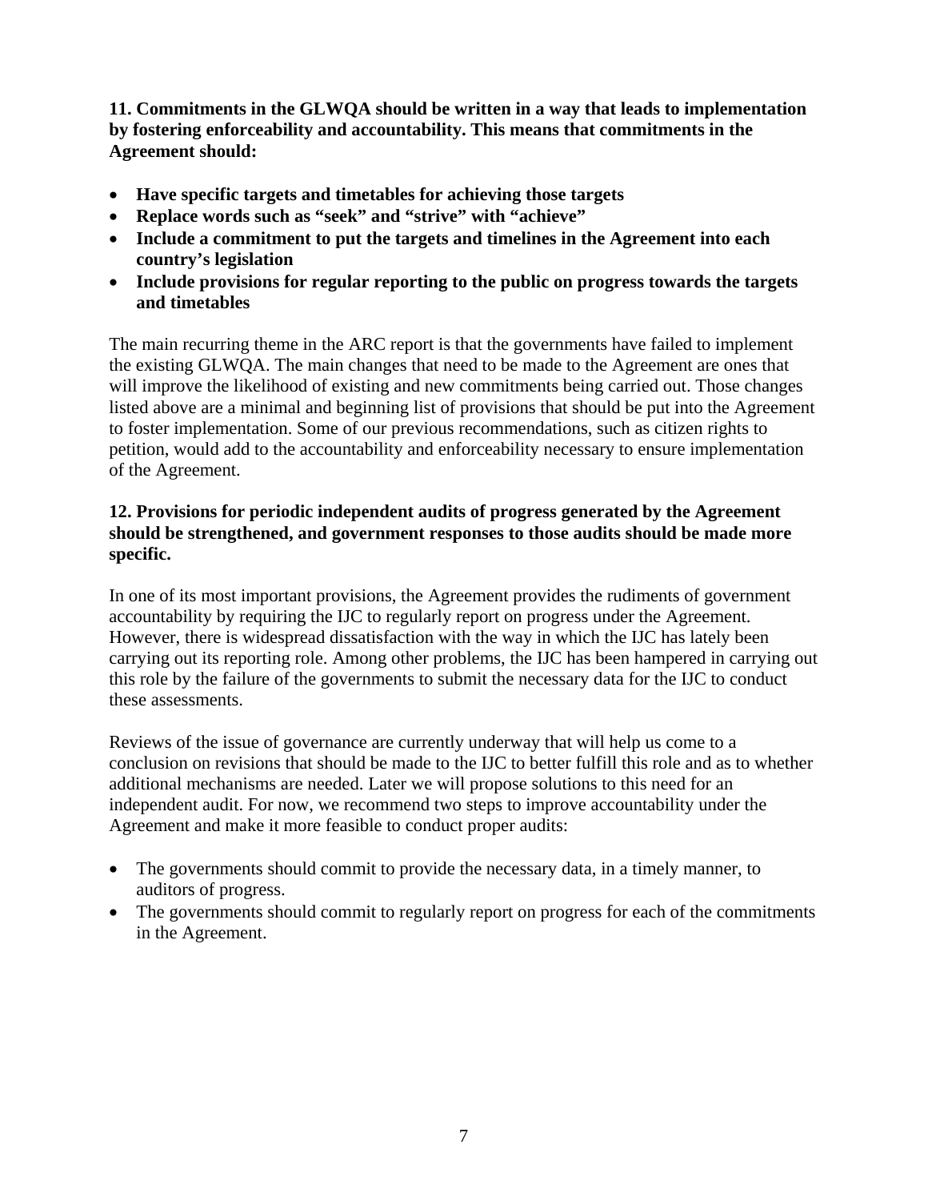**11. Commitments in the GLWQA should be written in a way that leads to implementation by fostering enforceability and accountability. This means that commitments in the Agreement should:**

- **Have specific targets and timetables for achieving those targets**
- **Replace words such as "seek" and "strive" with "achieve"**
- **Include a commitment to put the targets and timelines in the Agreement into each country's legislation**
- **Include provisions for regular reporting to the public on progress towards the targets and timetables**

The main recurring theme in the ARC report is that the governments have failed to implement the existing GLWQA. The main changes that need to be made to the Agreement are ones that will improve the likelihood of existing and new commitments being carried out. Those changes listed above are a minimal and beginning list of provisions that should be put into the Agreement to foster implementation. Some of our previous recommendations, such as citizen rights to petition, would add to the accountability and enforceability necessary to ensure implementation of the Agreement.

**12. Provisions for periodic independent audits of progress generated by the Agreement should be strengthened, and government responses to those audits should be made more specific.**

In one of its most important provisions, the Agreement provides the rudiments of government accountability by requiring the IJC to regularly report on progress under the Agreement. However, there is widespread dissatisfaction with the way in which the IJC has lately been carrying out its reporting role. Among other problems, the IJC has been hampered in carrying out this role by the failure of the governments to submit the necessary data for the IJC to conduct these assessments.

Reviews of the issue of governance are currently underway that will help us come to a conclusion on revisions that should be made to the IJC to better fulfill this role and as to whether additional mechanisms are needed. Later we will propose solutions to this need for an independent audit. For now, we recommend two steps to improve accountability under the Agreement and make it more feasible to conduct proper audits:

- The governments should commit to provide the necessary data, in a timely manner, to auditors of progress.
- The governments should commit to regularly report on progress for each of the commitments in the Agreement.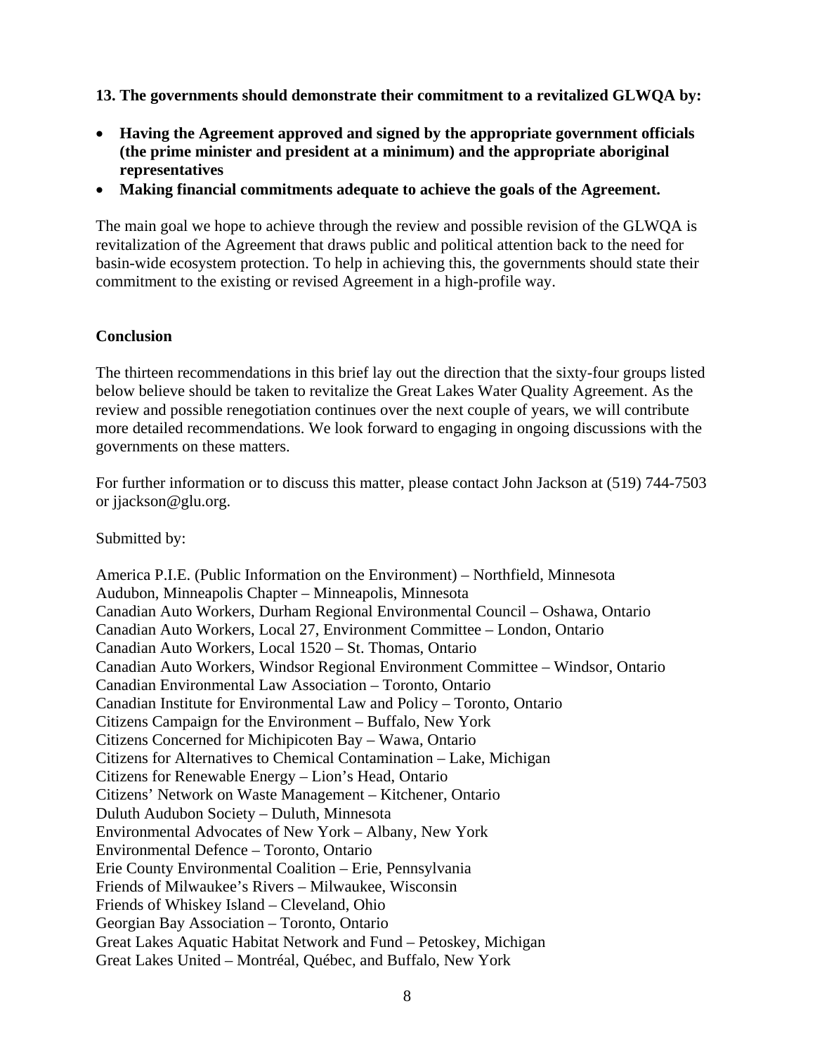**13. The governments should demonstrate their commitment to a revitalized GLWQA by:**

- **Having the Agreement approved and signed by the appropriate government officials (the prime minister and president at a minimum) and the appropriate aboriginal representatives**
- **Making financial commitments adequate to achieve the goals of the Agreement.**

The main goal we hope to achieve through the review and possible revision of the GLWQA is revitalization of the Agreement that draws public and political attention back to the need for basin-wide ecosystem protection. To help in achieving this, the governments should state their commitment to the existing or revised Agreement in a high-profile way.

**Conclusion**

The thirteen recommendations in this brief lay out the direction that the sixty-four groups listed below believe should be taken to revitalize the Great Lakes Water Quality Agreement. As the review and possible renegotiation continues over the next couple of years, we will contribute more detailed recommendations. We look forward to engaging in ongoing discussions with the governments on these matters.

For further information or to discuss this matter, please contact John Jackson at (519) 744-7503 or jjackson@glu.org.

Submitted by:

America P.I.E. (Public Information on the Environment) – Northfield, Minnesota
Audubon, Minneapolis Chapter – Minneapolis, Minnesota
Canadian Auto Workers, Durham Regional Environmental Council – Oshawa, Ontario
Canadian Auto Workers, Local 27, Environment Committee – London, Ontario
Canadian Auto Workers, Local 1520 – St. Thomas, Ontario
Canadian Auto Workers, Windsor Regional Environment Committee – Windsor, Ontario
Canadian Environmental Law Association – Toronto, Ontario
Canadian Institute for Environmental Law and Policy – Toronto, Ontario
Citizens Campaign for the Environment – Buffalo, New York
Citizens Concerned for Michipicoten Bay – Wawa, Ontario
Citizens for Alternatives to Chemical Contamination – Lake, Michigan
Citizens for Renewable Energy – Lion's Head, Ontario
Citizens' Network on Waste Management – Kitchener, Ontario
Duluth Audubon Society – Duluth, Minnesota
Environmental Advocates of New York – Albany, New York
Environmental Defence – Toronto, Ontario
Erie County Environmental Coalition – Erie, Pennsylvania
Friends of Milwaukee's Rivers – Milwaukee, Wisconsin
Friends of Whiskey Island – Cleveland, Ohio
Georgian Bay Association – Toronto, Ontario
Great Lakes Aquatic Habitat Network and Fund – Petoskey, Michigan
Great Lakes United – Montréal, Québec, and Buffalo, New York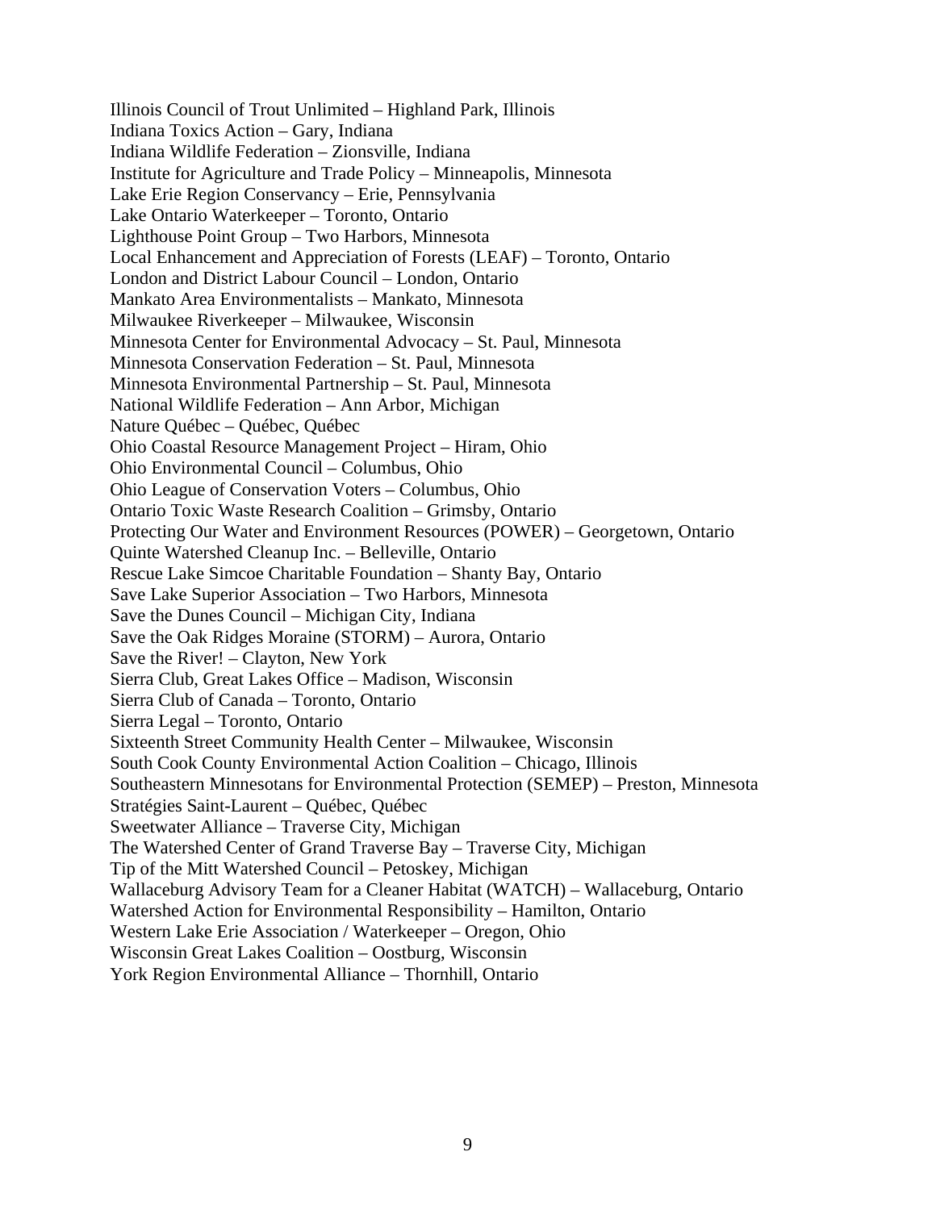Illinois Council of Trout Unlimited – Highland Park, Illinois
Indiana Toxics Action – Gary, Indiana
Indiana Wildlife Federation – Zionsville, Indiana
Institute for Agriculture and Trade Policy – Minneapolis, Minnesota
Lake Erie Region Conservancy – Erie, Pennsylvania
Lake Ontario Waterkeeper – Toronto, Ontario
Lighthouse Point Group – Two Harbors, Minnesota
Local Enhancement and Appreciation of Forests (LEAF) – Toronto, Ontario
London and District Labour Council – London, Ontario
Mankato Area Environmentalists – Mankato, Minnesota
Milwaukee Riverkeeper – Milwaukee, Wisconsin
Minnesota Center for Environmental Advocacy – St. Paul, Minnesota
Minnesota Conservation Federation – St. Paul, Minnesota
Minnesota Environmental Partnership – St. Paul, Minnesota
National Wildlife Federation – Ann Arbor, Michigan
Nature Québec – Québec, Québec
Ohio Coastal Resource Management Project – Hiram, Ohio
Ohio Environmental Council – Columbus, Ohio
Ohio League of Conservation Voters – Columbus, Ohio
Ontario Toxic Waste Research Coalition – Grimsby, Ontario
Protecting Our Water and Environment Resources (POWER) – Georgetown, Ontario
Quinte Watershed Cleanup Inc. – Belleville, Ontario
Rescue Lake Simcoe Charitable Foundation – Shanty Bay, Ontario
Save Lake Superior Association – Two Harbors, Minnesota
Save the Dunes Council – Michigan City, Indiana
Save the Oak Ridges Moraine (STORM) – Aurora, Ontario
Save the River! – Clayton, New York
Sierra Club, Great Lakes Office – Madison, Wisconsin
Sierra Club of Canada – Toronto, Ontario
Sierra Legal – Toronto, Ontario
Sixteenth Street Community Health Center – Milwaukee, Wisconsin
South Cook County Environmental Action Coalition – Chicago, Illinois
Southeastern Minnesotans for Environmental Protection (SEMEP) – Preston, Minnesota
Stratégies Saint-Laurent – Québec, Québec
Sweetwater Alliance – Traverse City, Michigan
The Watershed Center of Grand Traverse Bay – Traverse City, Michigan
Tip of the Mitt Watershed Council – Petoskey, Michigan
Wallaceburg Advisory Team for a Cleaner Habitat (WATCH) – Wallaceburg, Ontario
Watershed Action for Environmental Responsibility – Hamilton, Ontario
Western Lake Erie Association / Waterkeeper – Oregon, Ohio
Wisconsin Great Lakes Coalition – Oostburg, Wisconsin
York Region Environmental Alliance – Thornhill, Ontario